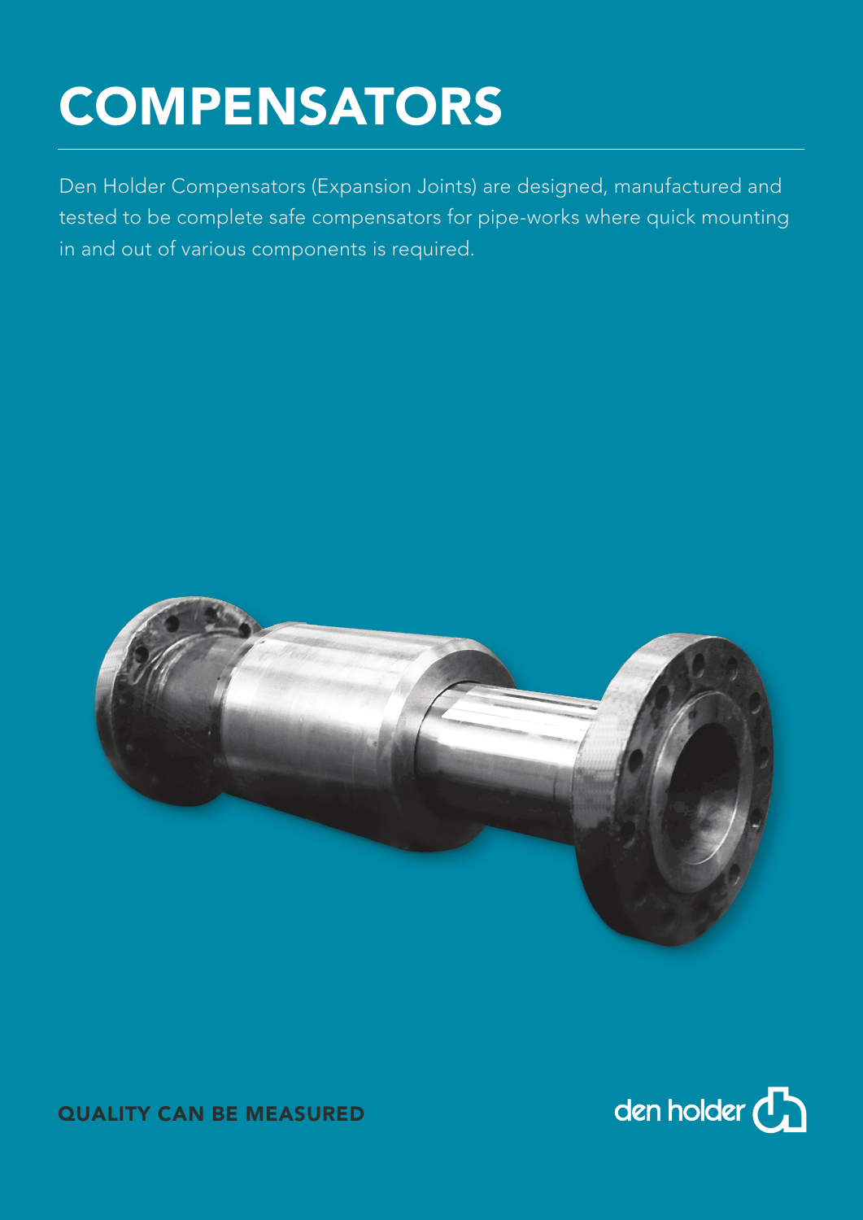# COMPENSATORS

Den Holder Compensators (Expansion Joints) are designed, manufactured and tested to be complete safe compensators for pipe-works where quick mounting in and out of various components is required.

QUALITY CAN BE MEASURED

den holder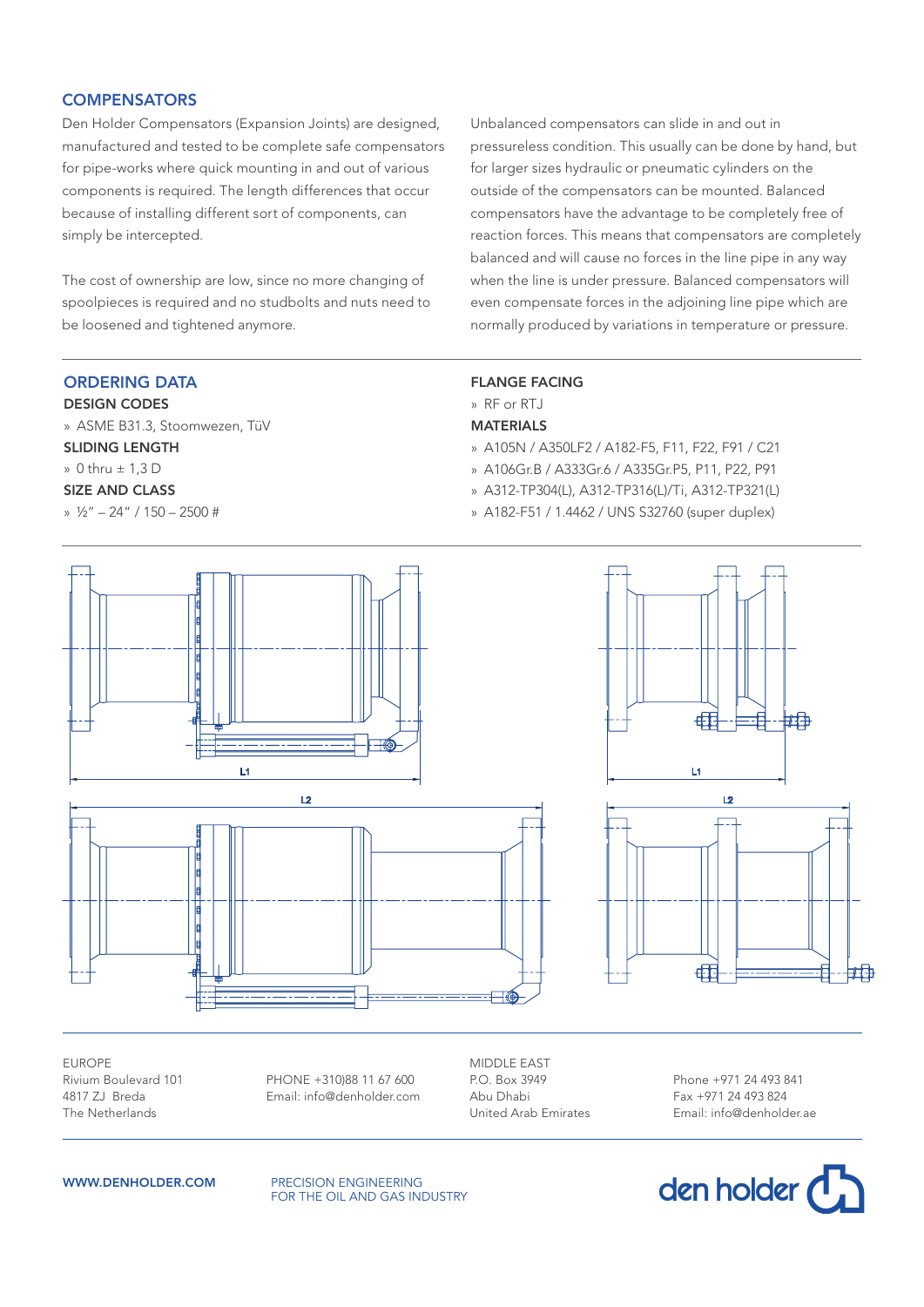## COMPENSATORS

Den Holder Compensators (Expansion Joints) are designed, manufactured and tested to be complete safe compensators for pipe-works where quick mounting in and out of various components is required. The length differences that occur because of installing different sort of components, can simply be intercepted.

The cost of ownership are low, since no more changing of spoolpieces is required and no studbolts and nuts need to be loosened and tightened anymore.

Unbalanced compensators can slide in and out in pressureless condition. This usually can be done by hand, but for larger sizes hydraulic or pneumatic cylinders on the outside of the compensators can be mounted. Balanced compensators have the advantage to be completely free of reaction forces. This means that compensators are completely balanced and will cause no forces in the line pipe in any way when the line is under pressure. Balanced compensators will even compensate forces in the adjoining line pipe which are normally produced by variations in temperature or pressure.

## ORDERING DATA

**DESIGN CODES**

» ASME B31.3, Stoomwezen, TüV

**SLIDING LENGTH**

» 0 thru ± 1,3 D

**SIZE AND CLASS**

» ½" – 24" / 150 – 2500 #

**FLANGE FACING**

» RF or RTJ

**MATERIALS**

» A105N / A350LF2 / A182-F5, F11, F22, F91 / C21

» A106Gr.B / A333Gr.6 / A335Gr.P5, P11, P22, P91

» A312-TP304(L), A312-TP316(L)/Ti, A312-TP321(L)

» A182-F51 / 1.4462 / UNS S32760 (super duplex)

L1

L1

L2

L2

EUROPE
Rivium Boulevard 101
4817 ZJ Breda
The Netherlands

PHONE +310)88 11 67 600
Email: info@denholder.com

MIDDLE EAST
P.O. Box 3949
Abu Dhabi
United Arab Emirates

Phone +971 24 493 841
Fax +971 24 493 824
Email: info@denholder.ae

WWW.DENHOLDER.COM

PRECISION ENGINEERING
FOR THE OIL AND GAS INDUSTRY

den holder